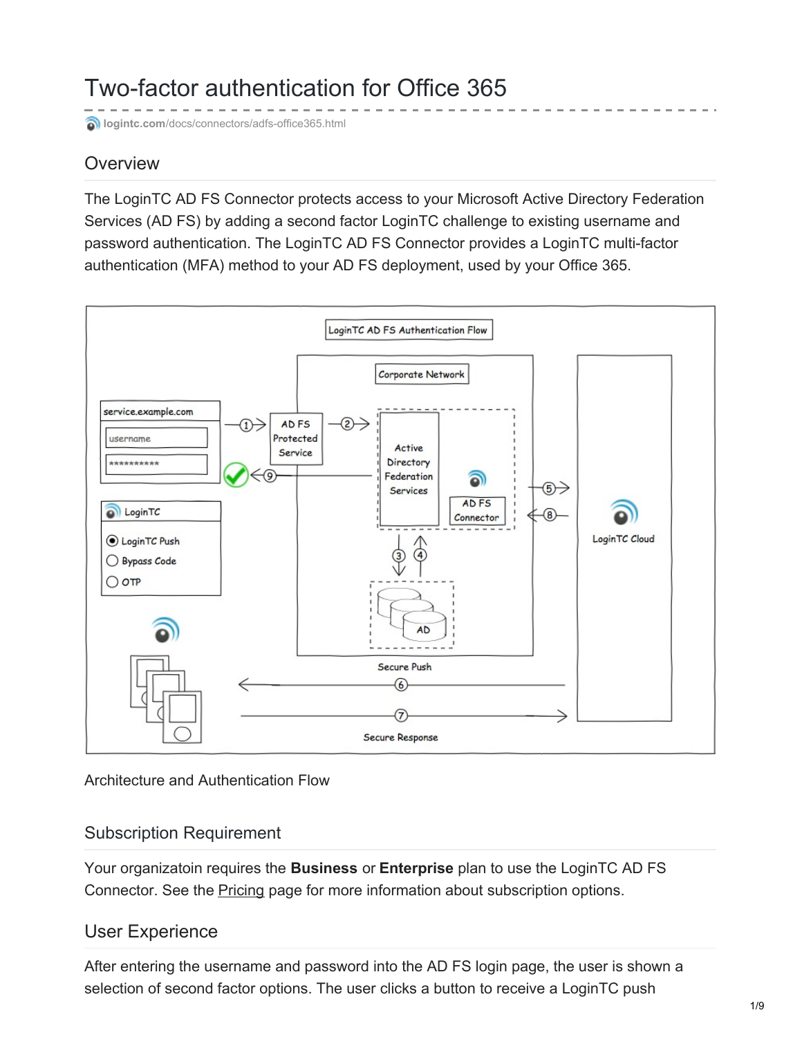# Two-factor authentication for Office 365

logintc.com/docs/connectors/adfs-office365.html

## Overview

The LoginTC AD FS Connector protects access to your Microsoft Active Directory Federation Services (AD FS) by adding a second factor LoginTC challenge to existing username and password authentication. The LoginTC AD FS Connector provides a LoginTC multi-factor authentication (MFA) method to your AD FS deployment, used by your Office 365.

Architecture and Authentication Flow

## Subscription Requirement

Your organizatoin requires the **Business** or **Enterprise** plan to use the LoginTC AD FS Connector. See the Pricing page for more information about subscription options.

## User Experience

After entering the username and password into the AD FS login page, the user is shown a selection of second factor options. The user clicks a button to receive a LoginTC push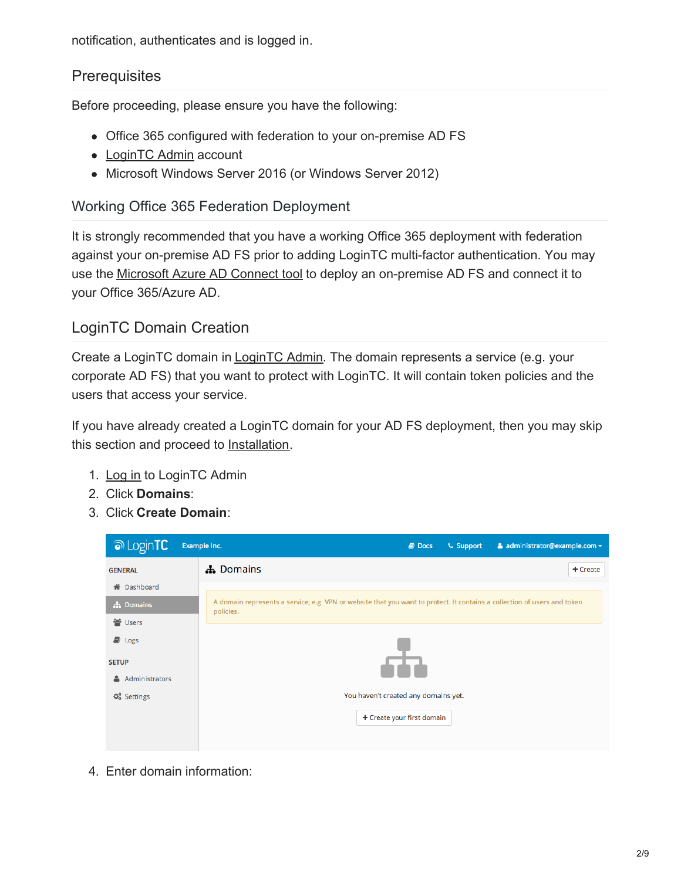notification, authenticates and is logged in.

## Prerequisites

Before proceeding, please ensure you have the following:

- Office 365 configured with federation to your on-premise AD FS
- LoginTC Admin account
- Microsoft Windows Server 2016 (or Windows Server 2012)

## Working Office 365 Federation Deployment

It is strongly recommended that you have a working Office 365 deployment with federation against your on-premise AD FS prior to adding LoginTC multi-factor authentication. You may use the Microsoft Azure AD Connect tool to deploy an on-premise AD FS and connect it to your Office 365/Azure AD.

## LoginTC Domain Creation

Create a LoginTC domain in LoginTC Admin. The domain represents a service (e.g. your corporate AD FS) that you want to protect with LoginTC. It will contain token policies and the users that access your service.

If you have already created a LoginTC domain for your AD FS deployment, then you may skip this section and proceed to Installation.

1. Log in to LoginTC Admin
2. Click **Domains**:
3. Click **Create Domain**:
4. Enter domain information: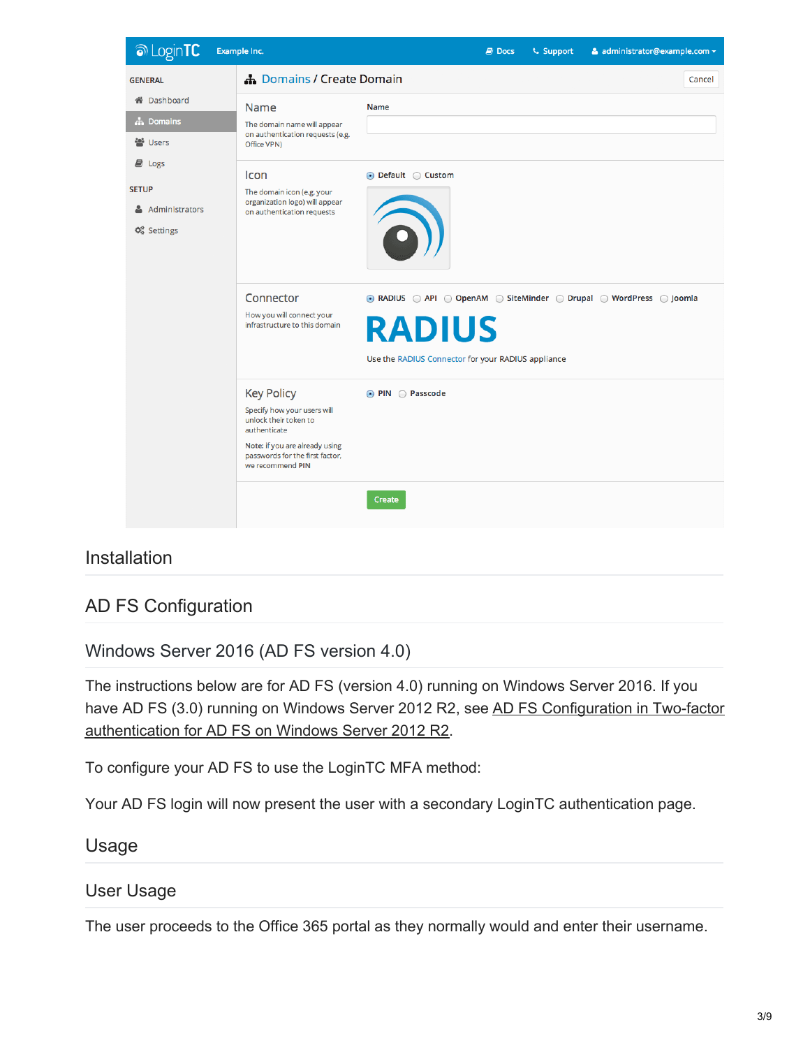## Installation

## AD FS Configuration

### Windows Server 2016 (AD FS version 4.0)

The instructions below are for AD FS (version 4.0) running on Windows Server 2016. If you have AD FS (3.0) running on Windows Server 2012 R2, see AD FS Configuration in Two-factor authentication for AD FS on Windows Server 2012 R2.

To configure your AD FS to use the LoginTC MFA method:

Your AD FS login will now present the user with a secondary LoginTC authentication page.

## Usage

### User Usage

The user proceeds to the Office 365 portal as they normally would and enter their username.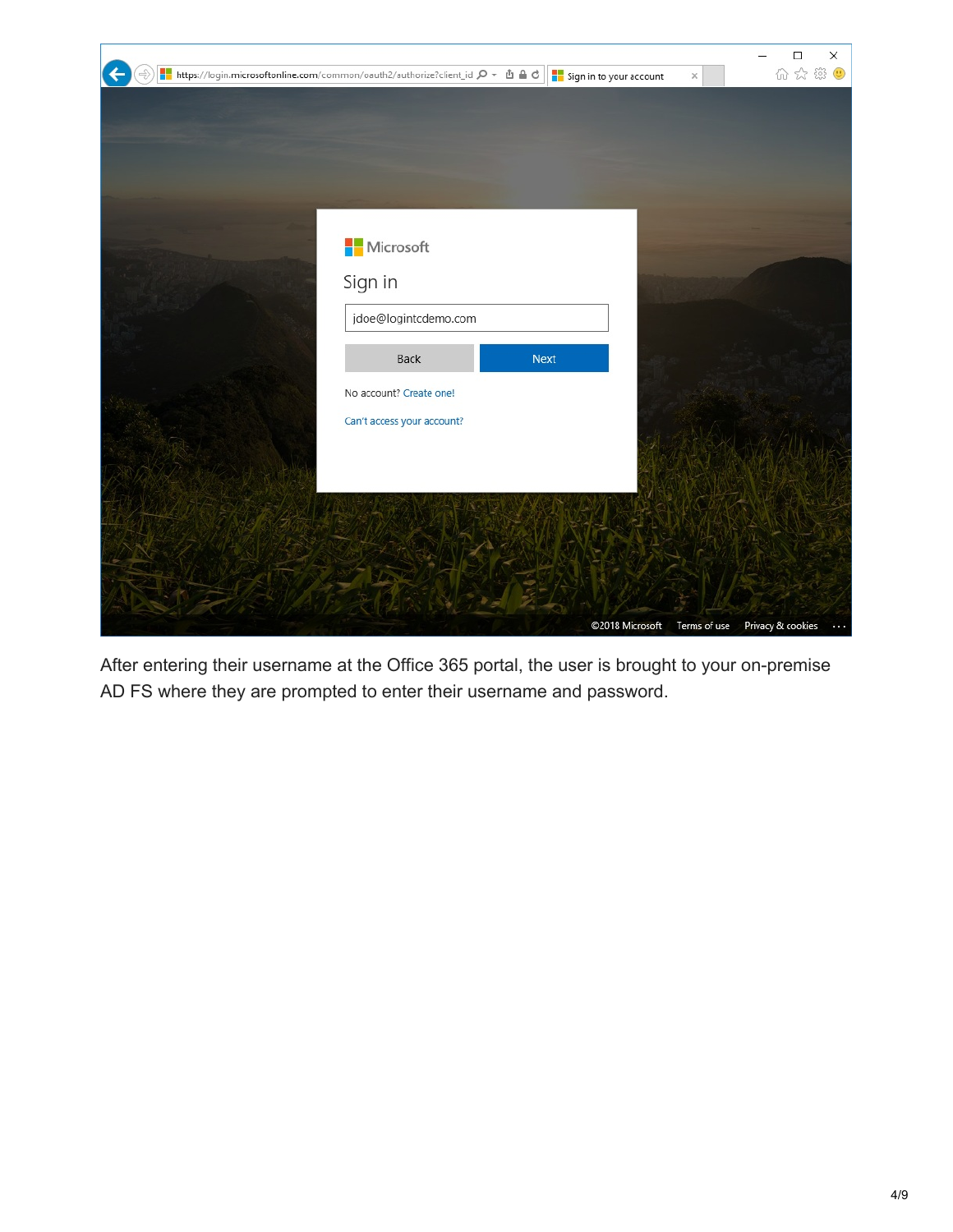After entering their username at the Office 365 portal, the user is brought to your on-premise AD FS where they are prompted to enter their username and password.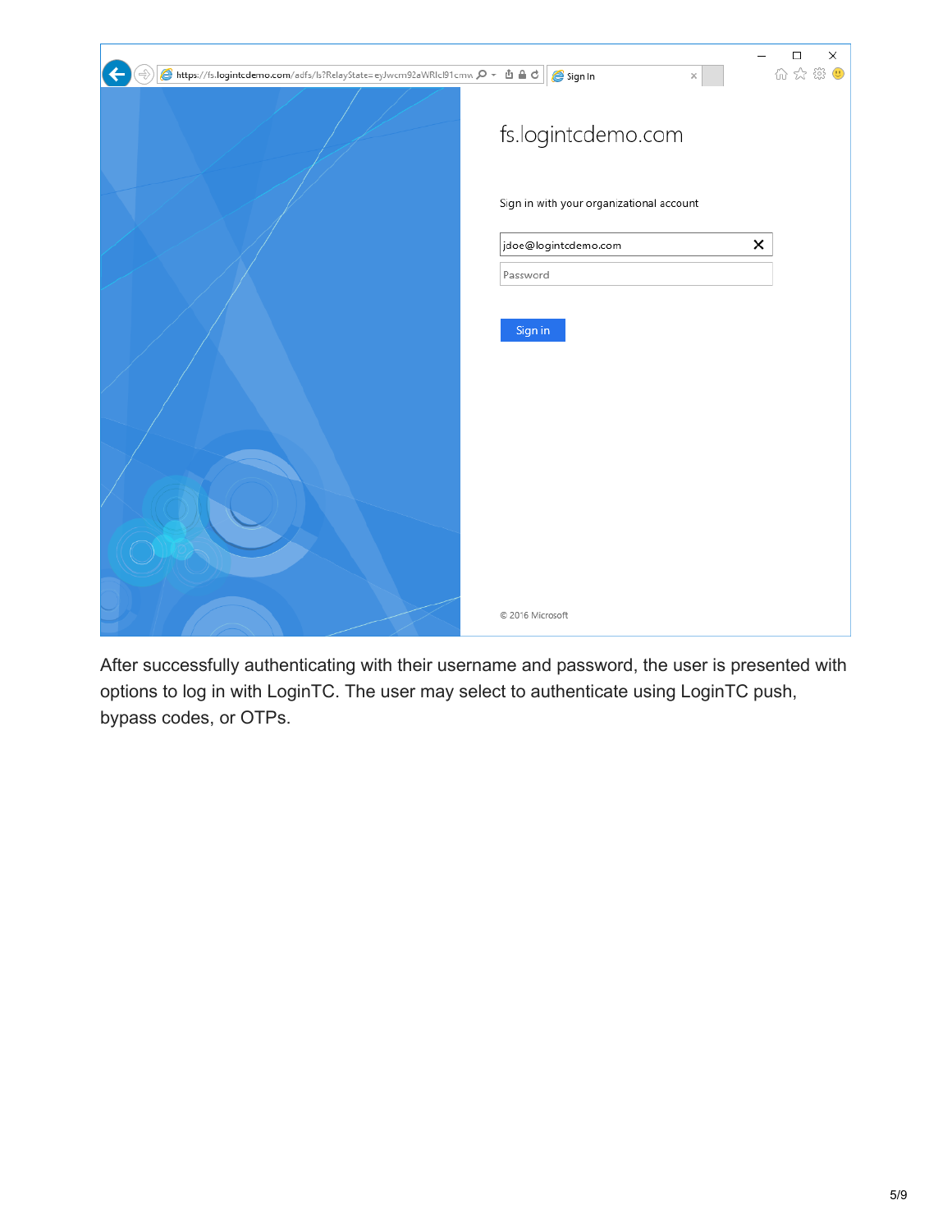After successfully authenticating with their username and password, the user is presented with options to log in with LoginTC. The user may select to authenticate using LoginTC push, bypass codes, or OTPs.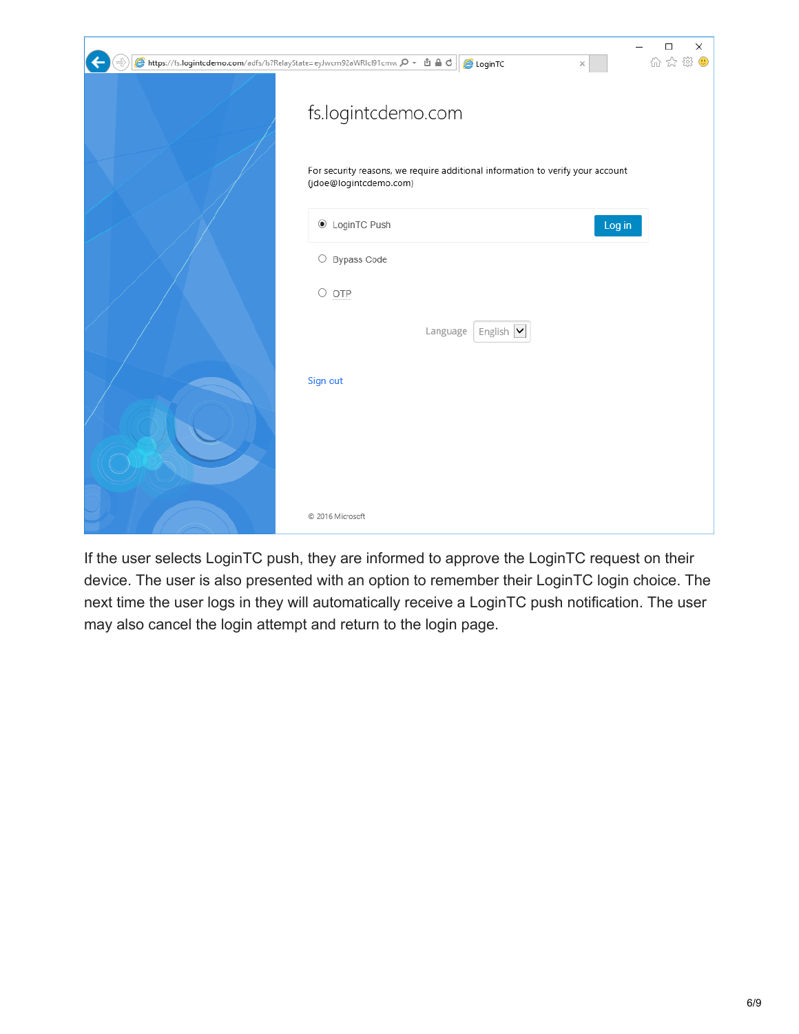If the user selects LoginTC push, they are informed to approve the LoginTC request on their device. The user is also presented with an option to remember their LoginTC login choice. The next time the user logs in they will automatically receive a LoginTC push notification. The user may also cancel the login attempt and return to the login page.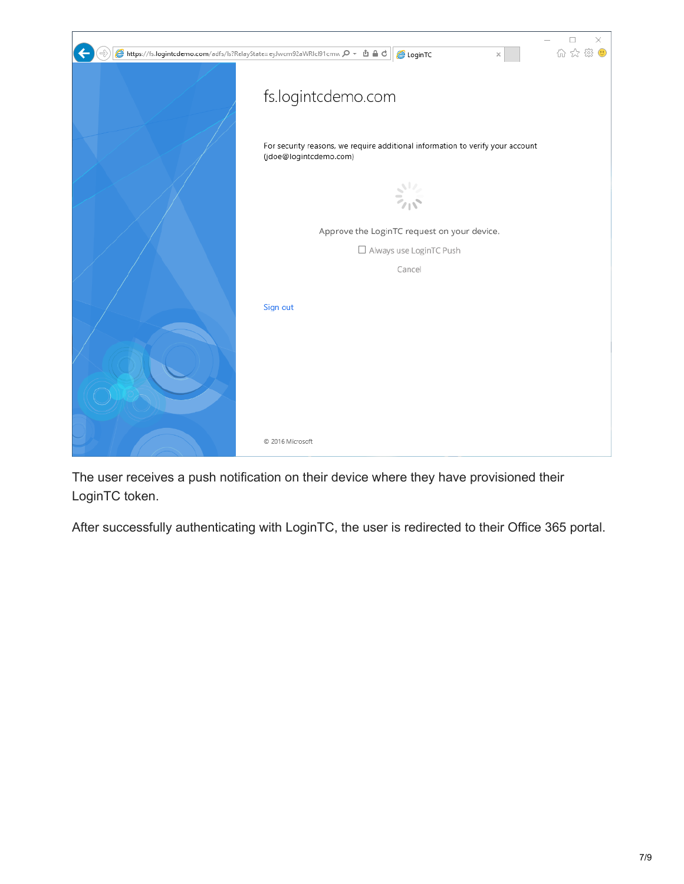The user receives a push notification on their device where they have provisioned their LoginTC token.

After successfully authenticating with LoginTC, the user is redirected to their Office 365 portal.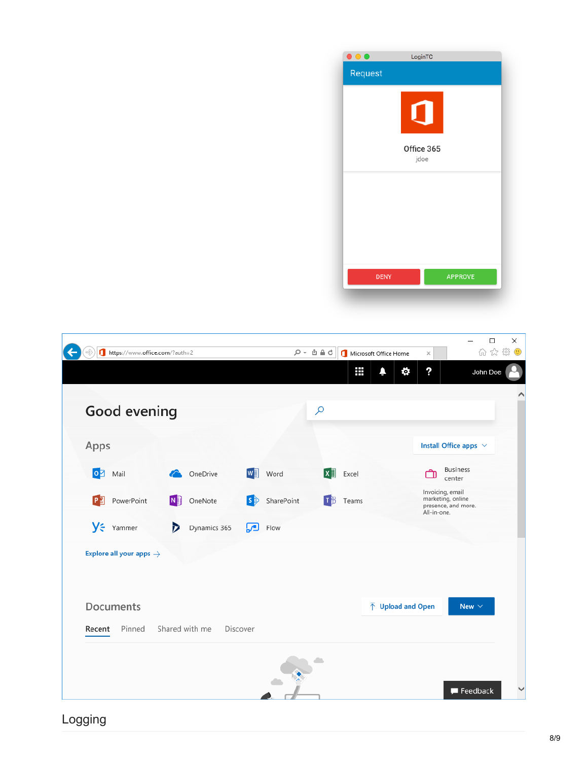## Logging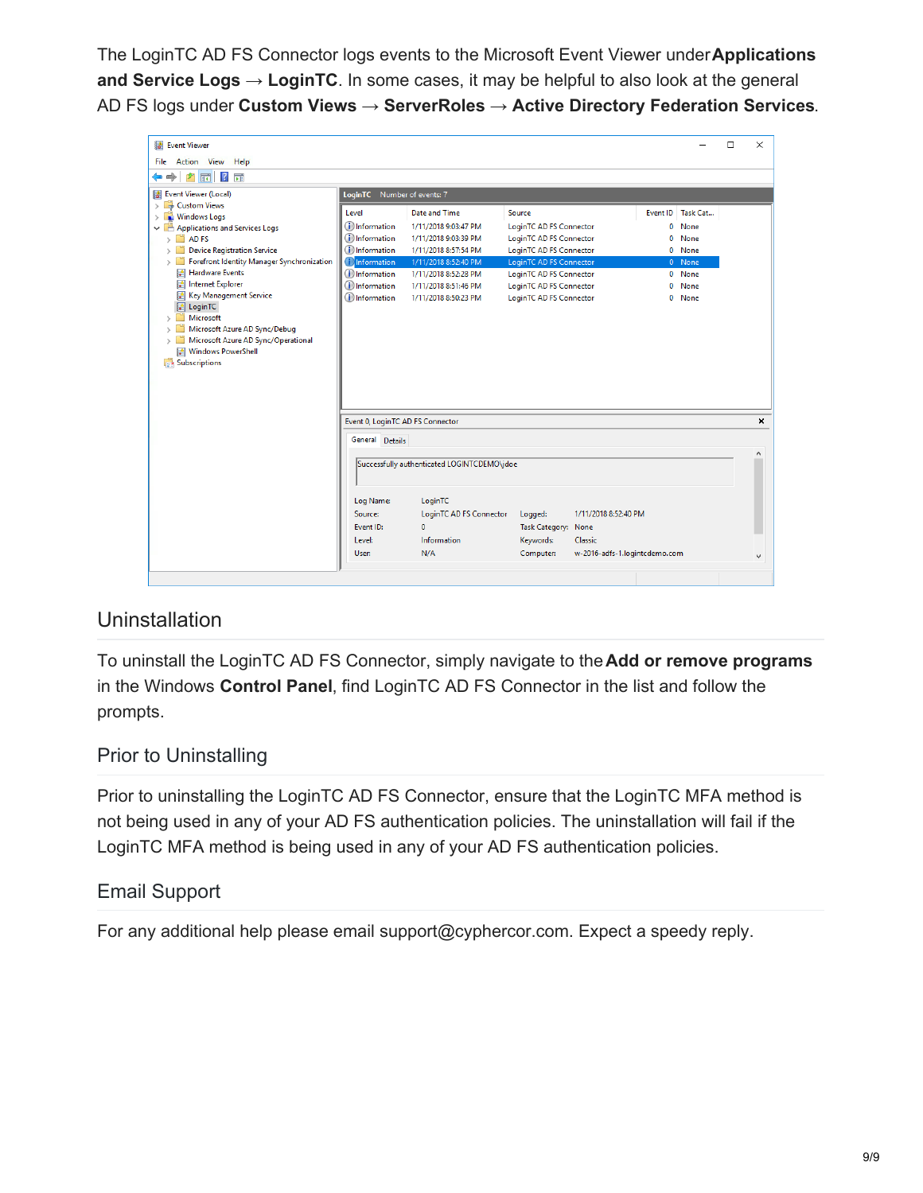The LoginTC AD FS Connector logs events to the Microsoft Event Viewer under **Applications and Service Logs** → **LoginTC**. In some cases, it may be helpful to also look at the general AD FS logs under **Custom Views** → **ServerRoles** → **Active Directory Federation Services**.

## Uninstallation

To uninstall the LoginTC AD FS Connector, simply navigate to the **Add or remove programs** in the Windows **Control Panel**, find LoginTC AD FS Connector in the list and follow the prompts.

### Prior to Uninstalling

Prior to uninstalling the LoginTC AD FS Connector, ensure that the LoginTC MFA method is not being used in any of your AD FS authentication policies. The uninstallation will fail if the LoginTC MFA method is being used in any of your AD FS authentication policies.

### Email Support

For any additional help please email support@cyphercor.com. Expect a speedy reply.